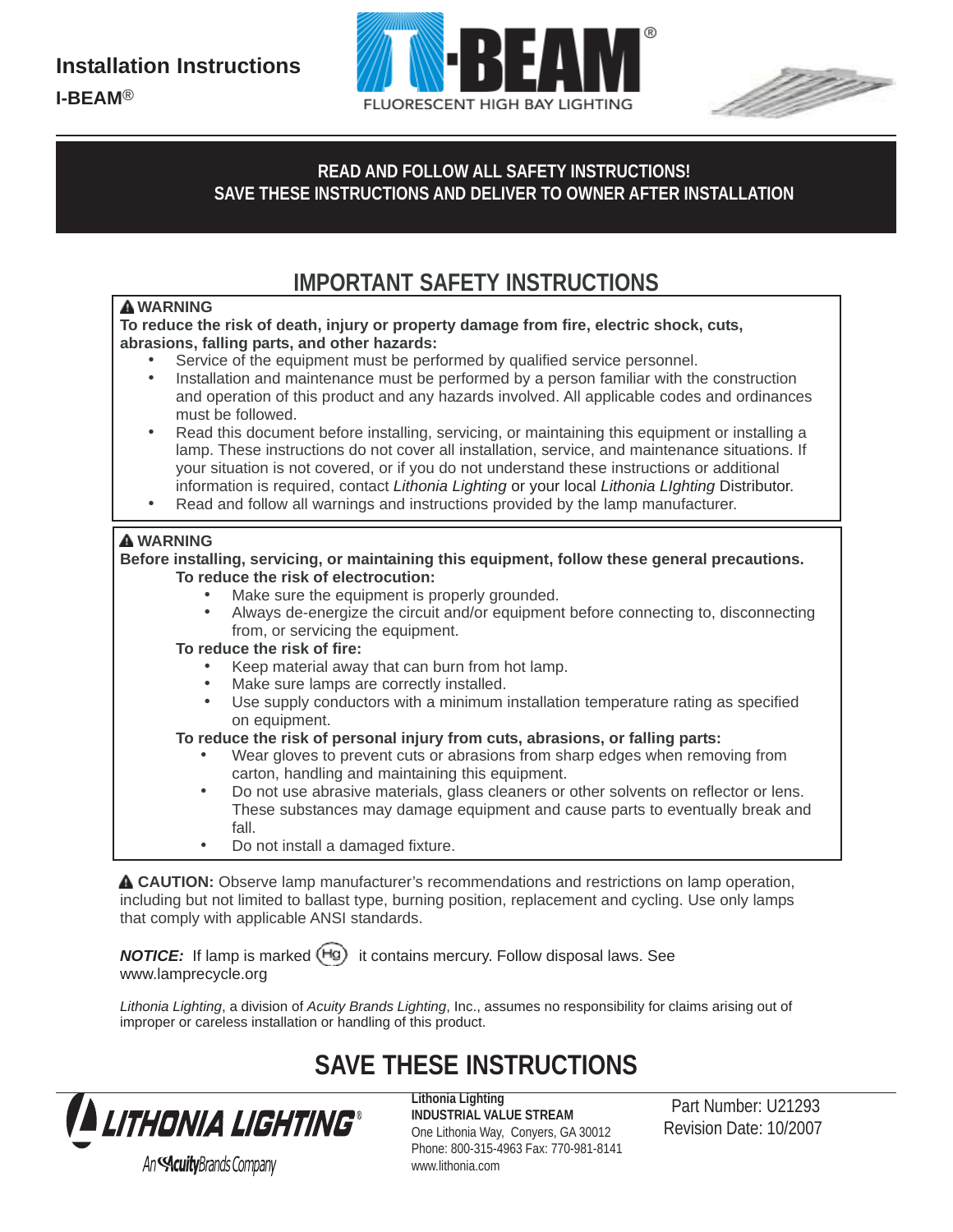# Installation Instructions

**I-BEAM®**

I-BEAM®
FLUORESCENT HIGH BAY LIGHTING

**READ AND FOLLOW ALL SAFETY INSTRUCTIONS!**
**SAVE THESE INSTRUCTIONS AND DELIVER TO OWNER AFTER INSTALLATION**

## IMPORTANT SAFETY INSTRUCTIONS

**⚠ WARNING**
**To reduce the risk of death, injury or property damage from fire, electric shock, cuts, abrasions, falling parts, and other hazards:**

- Service of the equipment must be performed by qualified service personnel.
- Installation and maintenance must be performed by a person familiar with the construction and operation of this product and any hazards involved. All applicable codes and ordinances must be followed.
- Read this document before installing, servicing, or maintaining this equipment or installing a lamp. These instructions do not cover all installation, service, and maintenance situations. If your situation is not covered, or if you do not understand these instructions or additional information is required, contact *Lithonia Lighting* or your local *Lithonia LIghting* Distributor.
- Read and follow all warnings and instructions provided by the lamp manufacturer.

**⚠ WARNING**
**Before installing, servicing, or maintaining this equipment, follow these general precautions.**

**To reduce the risk of electrocution:**

- Make sure the equipment is properly grounded.
- Always de-energize the circuit and/or equipment before connecting to, disconnecting from, or servicing the equipment.

**To reduce the risk of fire:**

- Keep material away that can burn from hot lamp.
- Make sure lamps are correctly installed.
- Use supply conductors with a minimum installation temperature rating as specified on equipment.

**To reduce the risk of personal injury from cuts, abrasions, or falling parts:**

- Wear gloves to prevent cuts or abrasions from sharp edges when removing from carton, handling and maintaining this equipment.
- Do not use abrasive materials, glass cleaners or other solvents on reflector or lens. These substances may damage equipment and cause parts to eventually break and fall.
- Do not install a damaged fixture.

**⚠ CAUTION:** Observe lamp manufacturer's recommendations and restrictions on lamp operation, including but not limited to ballast type, burning position, replacement and cycling. Use only lamps that comply with applicable ANSI standards.

***NOTICE:*** If lamp is marked (Hg) it contains mercury. Follow disposal laws. See www.lamprecycle.org

*Lithonia Lighting*, a division of *Acuity Brands Lighting*, Inc., assumes no responsibility for claims arising out of improper or careless installation or handling of this product.

## SAVE THESE INSTRUCTIONS

LITHONIA LIGHTING®
An Acuity Brands Company

**Lithonia Lighting**
**INDUSTRIAL VALUE STREAM**
One Lithonia Way, Conyers, GA 30012
Phone: 800-315-4963 Fax: 770-981-8141
www.lithonia.com

Part Number: U21293
Revision Date: 10/2007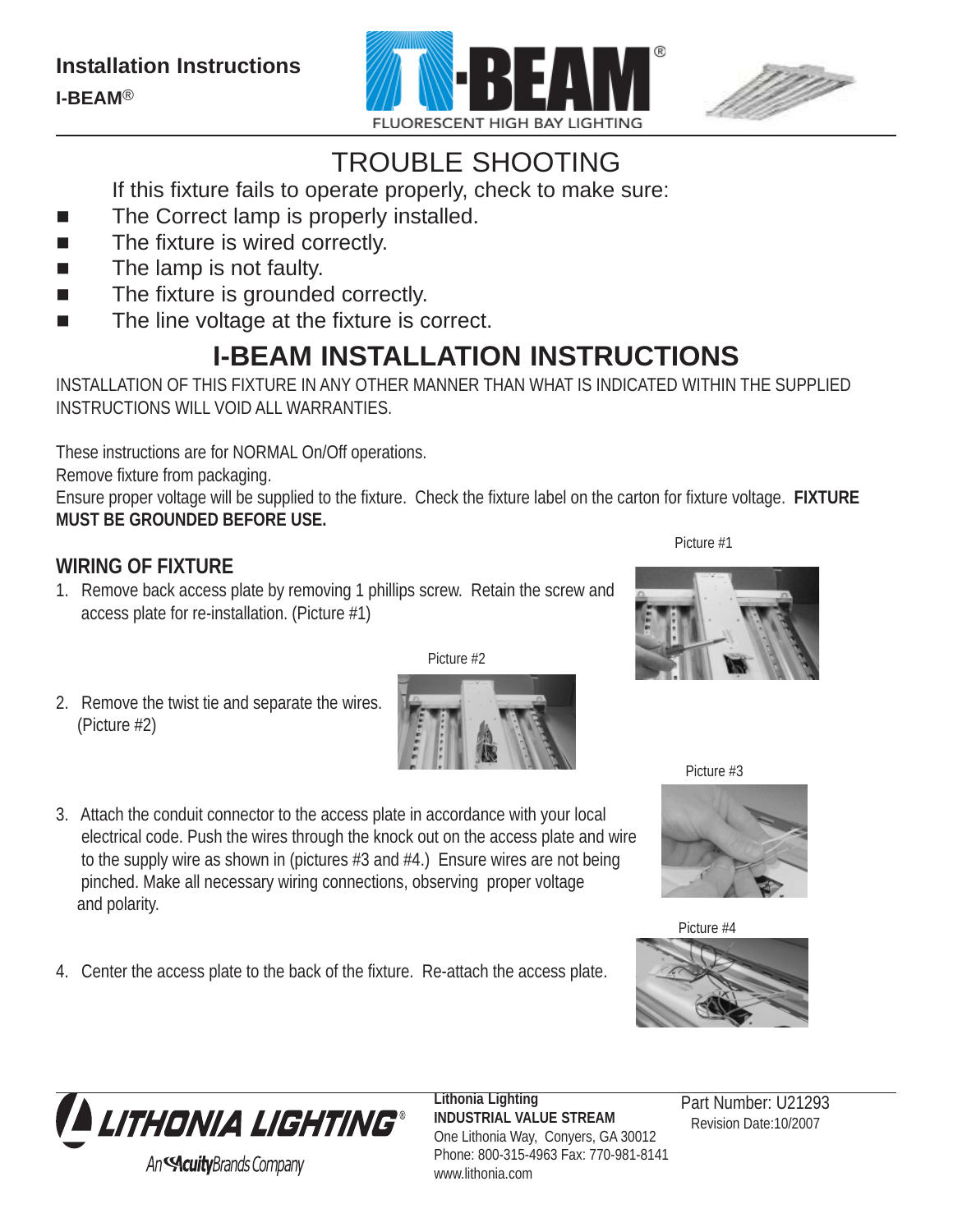Installation Instructions

I-BEAM®

I-BEAM®

FLUORESCENT HIGH BAY LIGHTING

# TROUBLE SHOOTING

If this fixture fails to operate properly, check to make sure:

- The Correct lamp is properly installed.
- The fixture is wired correctly.
- The lamp is not faulty.
- The fixture is grounded correctly.
- The line voltage at the fixture is correct.

# I-BEAM INSTALLATION INSTRUCTIONS

INSTALLATION OF THIS FIXTURE IN ANY OTHER MANNER THAN WHAT IS INDICATED WITHIN THE SUPPLIED INSTRUCTIONS WILL VOID ALL WARRANTIES.

These instructions are for NORMAL On/Off operations.

Remove fixture from packaging.

Ensure proper voltage will be supplied to the fixture. Check the fixture label on the carton for fixture voltage. **FIXTURE MUST BE GROUNDED BEFORE USE.**

## WIRING OF FIXTURE

1. Remove back access plate by removing 1 phillips screw. Retain the screw and access plate for re-installation. (Picture #1)

Picture #1

2. Remove the twist tie and separate the wires. (Picture #2)

Picture #2

3. Attach the conduit connector to the access plate in accordance with your local electrical code. Push the wires through the knock out on the access plate and wire to the supply wire as shown in (pictures #3 and #4.) Ensure wires are not being pinched. Make all necessary wiring connections, observing proper voltage and polarity.

Picture #3

Picture #4

4. Center the access plate to the back of the fixture. Re-attach the access plate.

LITHONIA LIGHTING®

An Acuity Brands Company

**Lithonia Lighting**
**INDUSTRIAL VALUE STREAM**
One Lithonia Way, Conyers, GA 30012
Phone: 800-315-4963 Fax: 770-981-8141
www.lithonia.com

Part Number: U21293
Revision Date:10/2007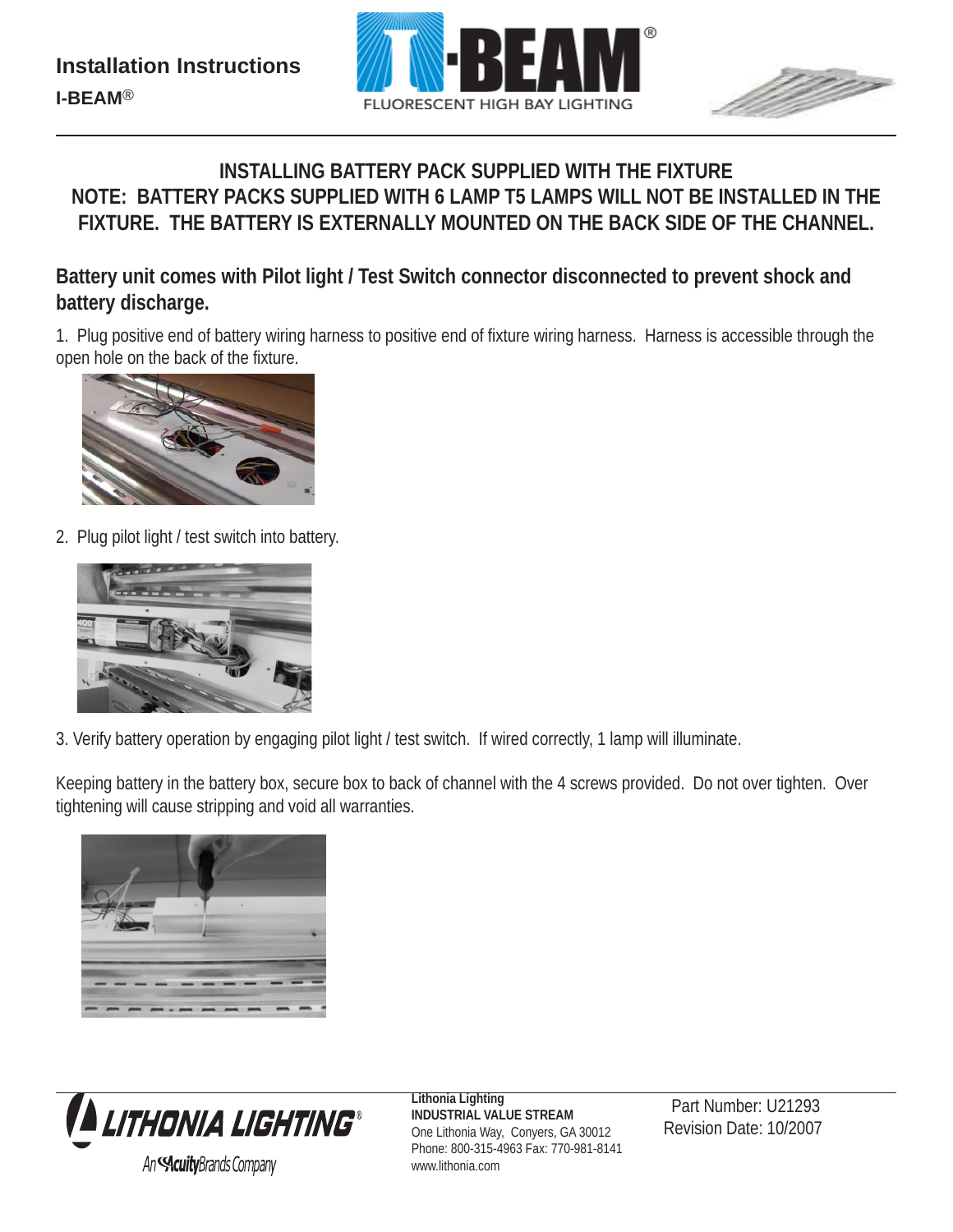## INSTALLING BATTERY PACK SUPPLIED WITH THE FIXTURE

## NOTE: BATTERY PACKS SUPPLIED WITH 6 LAMP T5 LAMPS WILL NOT BE INSTALLED IN THE FIXTURE. THE BATTERY IS EXTERNALLY MOUNTED ON THE BACK SIDE OF THE CHANNEL.

### Battery unit comes with Pilot light / Test Switch connector disconnected to prevent shock and battery discharge.

1. Plug positive end of battery wiring harness to positive end of fixture wiring harness. Harness is accessible through the open hole on the back of the fixture.

2. Plug pilot light / test switch into battery.

3. Verify battery operation by engaging pilot light / test switch. If wired correctly, 1 lamp will illuminate.

Keeping battery in the battery box, secure box to back of channel with the 4 screws provided. Do not over tighten. Over tightening will cause stripping and void all warranties.

**Lithonia Lighting**
**INDUSTRIAL VALUE STREAM**
One Lithonia Way, Conyers, GA 30012
Phone: 800-315-4963 Fax: 770-981-8141
www.lithonia.com

Part Number: U21293
Revision Date: 10/2007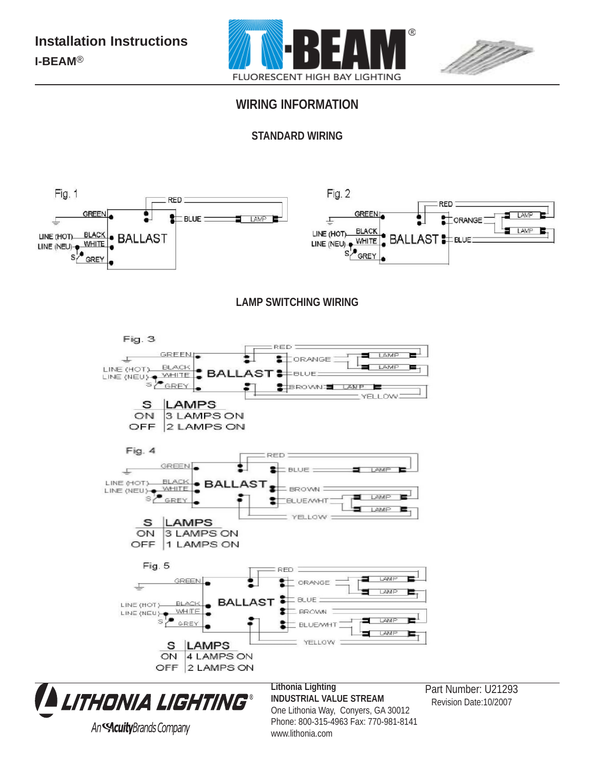Installation Instructions

I-BEAM®

I-BEAM®
FLUORESCENT HIGH BAY LIGHTING

## WIRING INFORMATION

### STANDARD WIRING

Fig. 1

GREEN
LINE (HOT)
LINE (NEU)
BLACK
WHITE
S
GREY
BALLAST
RED
BLUE
LAMP

Fig. 2

GREEN
LINE (HOT)
LINE (NEU)
BLACK
WHITE
S
GREY
BALLAST
RED
ORANGE
BLUE
LAMP
LAMP

### LAMP SWITCHING WIRING

Fig. 3

GREEN
LINE (HOT)
LINE (NEU)
BLACK
WHITE
S
GREY
BALLAST
RED
ORANGE
BLUE
BROWN
YELLOW
LAMP
LAMP
LAMP

| S | LAMPS |
| --- | --- |
| ON | 3 LAMPS ON |
| OFF | 2 LAMPS ON |

Fig. 4

GREEN
LINE (HOT)
LINE (NEU)
BLACK
WHITE
S
GREY
BALLAST
RED
BLUE
BROWN
BLUE/WHT
YELLOW
LAMP
LAMP
LAMP

| S | LAMPS |
| --- | --- |
| ON | 3 LAMPS ON |
| OFF | 1 LAMPS ON |

Fig. 5

GREEN
LINE (HOT)
LINE (NEU)
BLACK
WHITE
S
GREY
BALLAST
RED
ORANGE
BLUE
BROWN
BLUE/WHT
YELLOW
LAMP
LAMP
LAMP
LAMP

| S | LAMPS |
| --- | --- |
| ON | 4 LAMPS ON |
| OFF | 2 LAMPS ON |

LITHONIA LIGHTING®
An Acuity Brands Company

**Lithonia Lighting**
**INDUSTRIAL VALUE STREAM**
One Lithonia Way, Conyers, GA 30012
Phone: 800-315-4963 Fax: 770-981-8141
www.lithonia.com

Part Number: U21293
Revision Date:10/2007